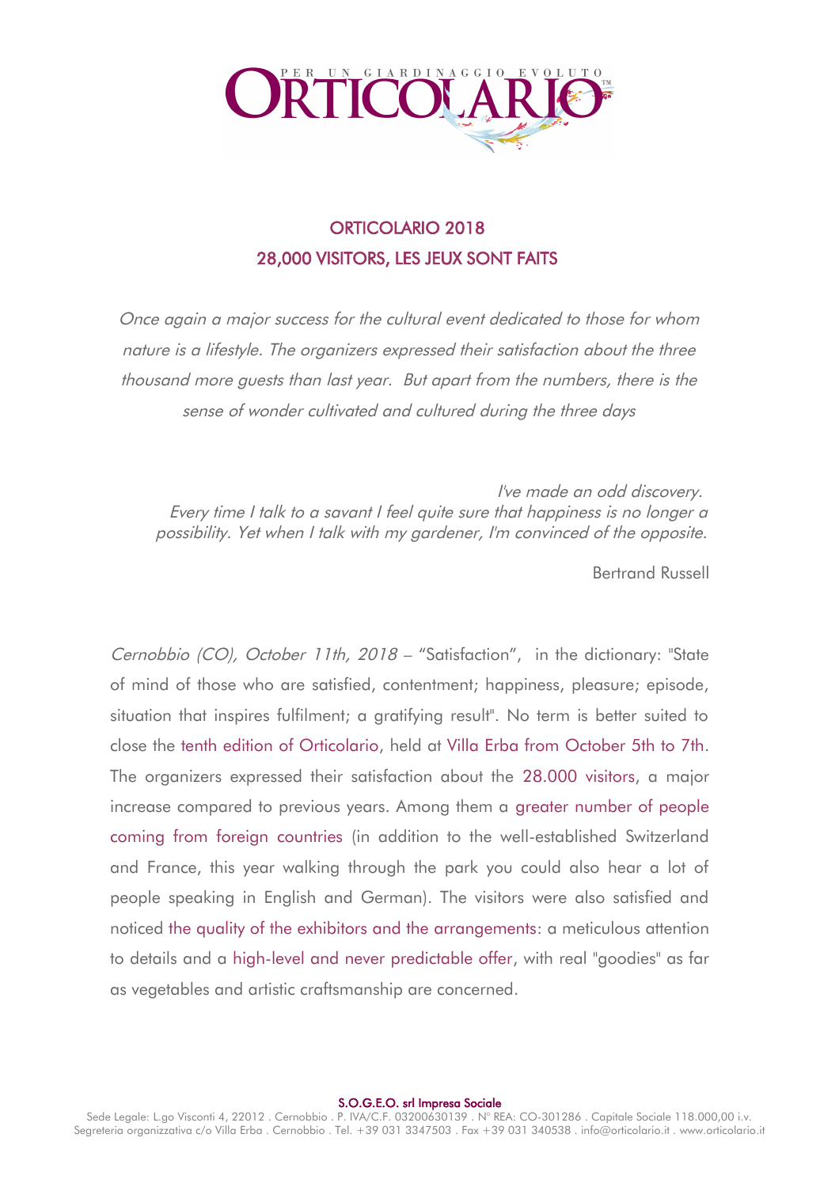# ORTICOLARIO 2018
## 28,000 VISITORS, LES JEUX SONT FAITS

*Once again a major success for the cultural event dedicated to those for whom nature is a lifestyle. The organizers expressed their satisfaction about the three thousand more guests than last year. But apart from the numbers, there is the sense of wonder cultivated and cultured during the three days*

*I've made an odd discovery. Every time I talk to a savant I feel quite sure that happiness is no longer a possibility. Yet when I talk with my gardener, I'm convinced of the opposite.*

Bertrand Russell

*Cernobbio (CO), October 11th, 2018* – "Satisfaction", in the dictionary: "State of mind of those who are satisfied, contentment; happiness, pleasure; episode, situation that inspires fulfilment; a gratifying result". No term is better suited to close the tenth edition of Orticolario, held at Villa Erba from October 5th to 7th. The organizers expressed their satisfaction about the 28.000 visitors, a major increase compared to previous years. Among them a greater number of people coming from foreign countries (in addition to the well-established Switzerland and France, this year walking through the park you could also hear a lot of people speaking in English and German). The visitors were also satisfied and noticed the quality of the exhibitors and the arrangements: a meticulous attention to details and a high-level and never predictable offer, with real "goodies" as far as vegetables and artistic craftsmanship are concerned.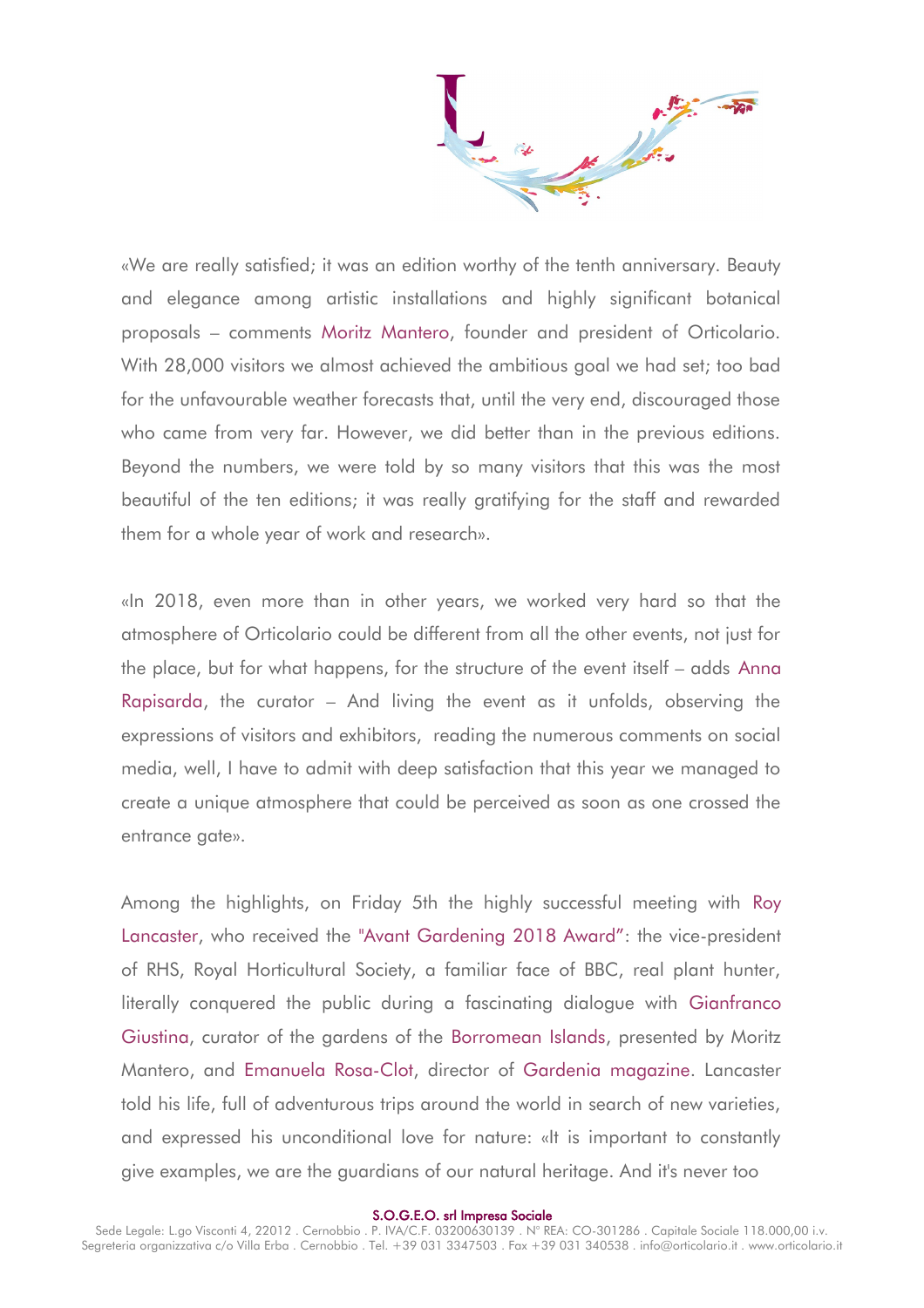«We are really satisfied; it was an edition worthy of the tenth anniversary. Beauty and elegance among artistic installations and highly significant botanical proposals – comments Moritz Mantero, founder and president of Orticolario. With 28,000 visitors we almost achieved the ambitious goal we had set; too bad for the unfavourable weather forecasts that, until the very end, discouraged those who came from very far. However, we did better than in the previous editions. Beyond the numbers, we were told by so many visitors that this was the most beautiful of the ten editions; it was really gratifying for the staff and rewarded them for a whole year of work and research».

«In 2018, even more than in other years, we worked very hard so that the atmosphere of Orticolario could be different from all the other events, not just for the place, but for what happens, for the structure of the event itself – adds Anna Rapisarda, the curator – And living the event as it unfolds, observing the expressions of visitors and exhibitors, reading the numerous comments on social media, well, I have to admit with deep satisfaction that this year we managed to create a unique atmosphere that could be perceived as soon as one crossed the entrance gate».

Among the highlights, on Friday 5th the highly successful meeting with Roy Lancaster, who received the "Avant Gardening 2018 Award": the vice-president of RHS, Royal Horticultural Society, a familiar face of BBC, real plant hunter, literally conquered the public during a fascinating dialogue with Gianfranco Giustina, curator of the gardens of the Borromean Islands, presented by Moritz Mantero, and Emanuela Rosa-Clot, director of Gardenia magazine. Lancaster told his life, full of adventurous trips around the world in search of new varieties, and expressed his unconditional love for nature: «It is important to constantly give examples, we are the guardians of our natural heritage. And it's never too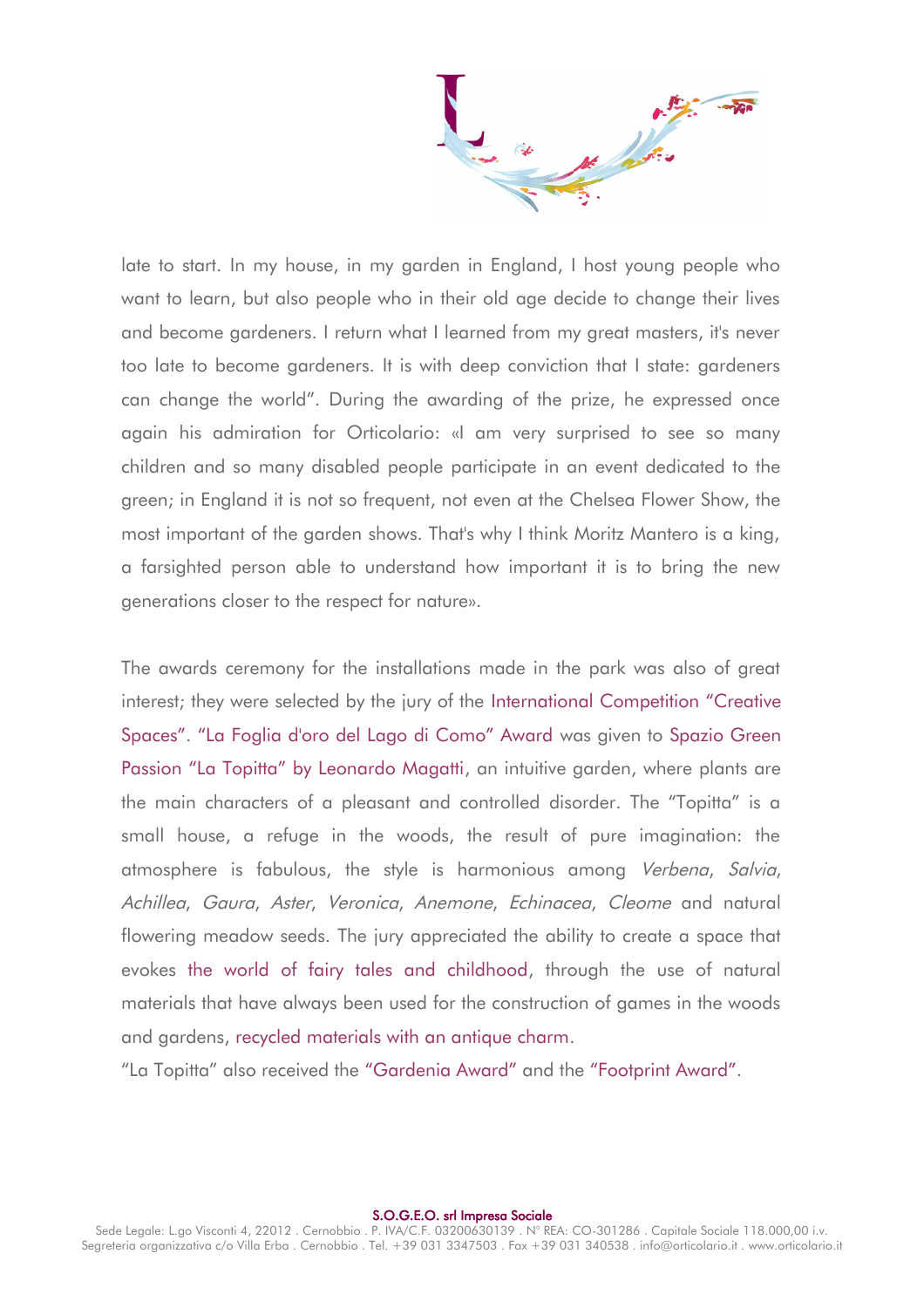late to start. In my house, in my garden in England, I host young people who want to learn, but also people who in their old age decide to change their lives and become gardeners. I return what I learned from my great masters, it's never too late to become gardeners. It is with deep conviction that I state: gardeners can change the world". During the awarding of the prize, he expressed once again his admiration for Orticolario: «I am very surprised to see so many children and so many disabled people participate in an event dedicated to the green; in England it is not so frequent, not even at the Chelsea Flower Show, the most important of the garden shows. That's why I think Moritz Mantero is a king, a farsighted person able to understand how important it is to bring the new generations closer to the respect for nature».

The awards ceremony for the installations made in the park was also of great interest; they were selected by the jury of the International Competition "Creative Spaces". "La Foglia d'oro del Lago di Como" Award was given to Spazio Green Passion "La Topitta" by Leonardo Magatti, an intuitive garden, where plants are the main characters of a pleasant and controlled disorder. The "Topitta" is a small house, a refuge in the woods, the result of pure imagination: the atmosphere is fabulous, the style is harmonious among *Verbena*, *Salvia*, *Achillea*, *Gaura*, *Aster*, *Veronica*, *Anemone*, *Echinacea*, *Cleome* and natural flowering meadow seeds. The jury appreciated the ability to create a space that evokes the world of fairy tales and childhood, through the use of natural materials that have always been used for the construction of games in the woods and gardens, recycled materials with an antique charm.
"La Topitta" also received the "Gardenia Award" and the "Footprint Award".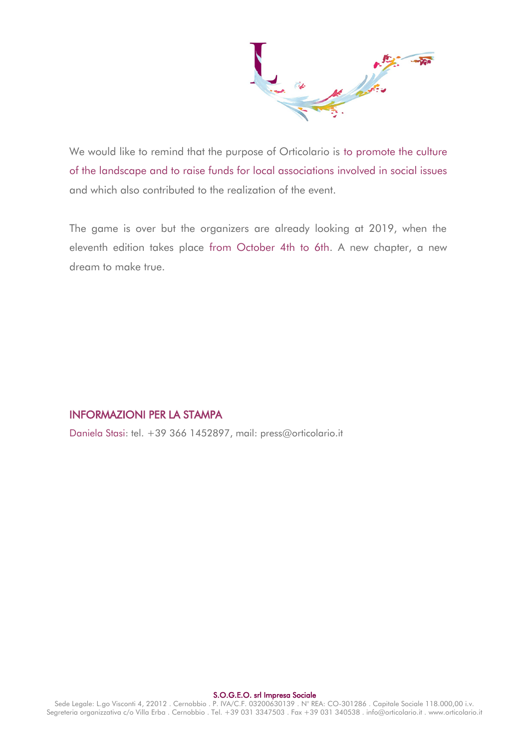We would like to remind that the purpose of Orticolario is to promote the culture of the landscape and to raise funds for local associations involved in social issues and which also contributed to the realization of the event.

The game is over but the organizers are already looking at 2019, when the eleventh edition takes place from October 4th to 6th. A new chapter, a new dream to make true.

## INFORMAZIONI PER LA STAMPA

Daniela Stasi: tel. +39 366 1452897, mail: press@orticolario.it